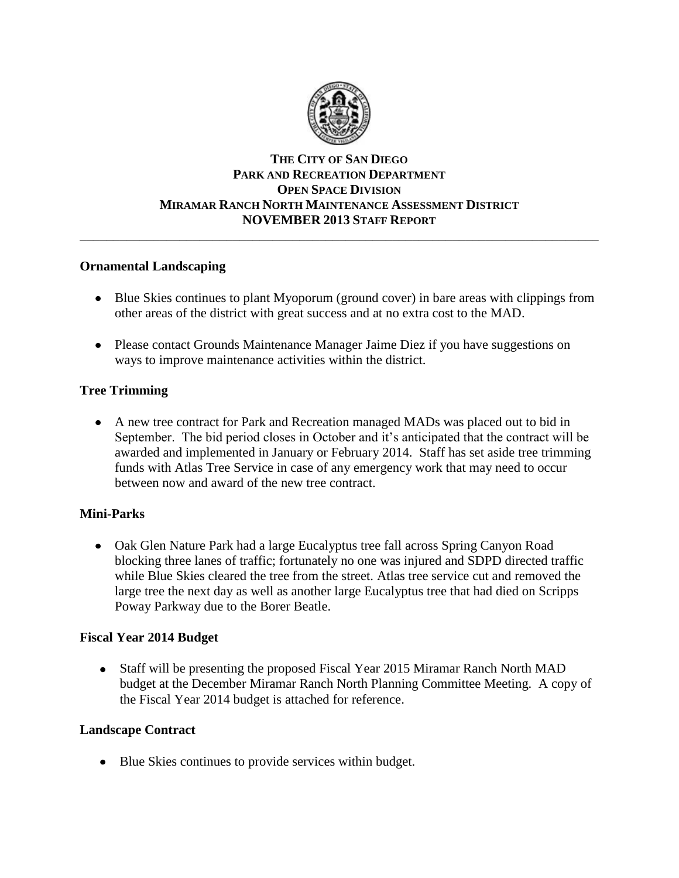# THE CITY OF SAN DIEGO
## PARK AND RECREATION DEPARTMENT
## OPEN SPACE DIVISION
## MIRAMAR RANCH NORTH MAINTENANCE ASSESSMENT DISTRICT
## NOVEMBER 2013 STAFF REPORT

---

**Ornamental Landscaping**

- Blue Skies continues to plant Myoporum (ground cover) in bare areas with clippings from other areas of the district with great success and at no extra cost to the MAD.

- Please contact Grounds Maintenance Manager Jaime Diez if you have suggestions on ways to improve maintenance activities within the district.

**Tree Trimming**

- A new tree contract for Park and Recreation managed MADs was placed out to bid in September. The bid period closes in October and it's anticipated that the contract will be awarded and implemented in January or February 2014. Staff has set aside tree trimming funds with Atlas Tree Service in case of any emergency work that may need to occur between now and award of the new tree contract.

**Mini-Parks**

- Oak Glen Nature Park had a large Eucalyptus tree fall across Spring Canyon Road blocking three lanes of traffic; fortunately no one was injured and SDPD directed traffic while Blue Skies cleared the tree from the street. Atlas tree service cut and removed the large tree the next day as well as another large Eucalyptus tree that had died on Scripps Poway Parkway due to the Borer Beatle.

**Fiscal Year 2014 Budget**

- Staff will be presenting the proposed Fiscal Year 2015 Miramar Ranch North MAD budget at the December Miramar Ranch North Planning Committee Meeting. A copy of the Fiscal Year 2014 budget is attached for reference.

**Landscape Contract**

- Blue Skies continues to provide services within budget.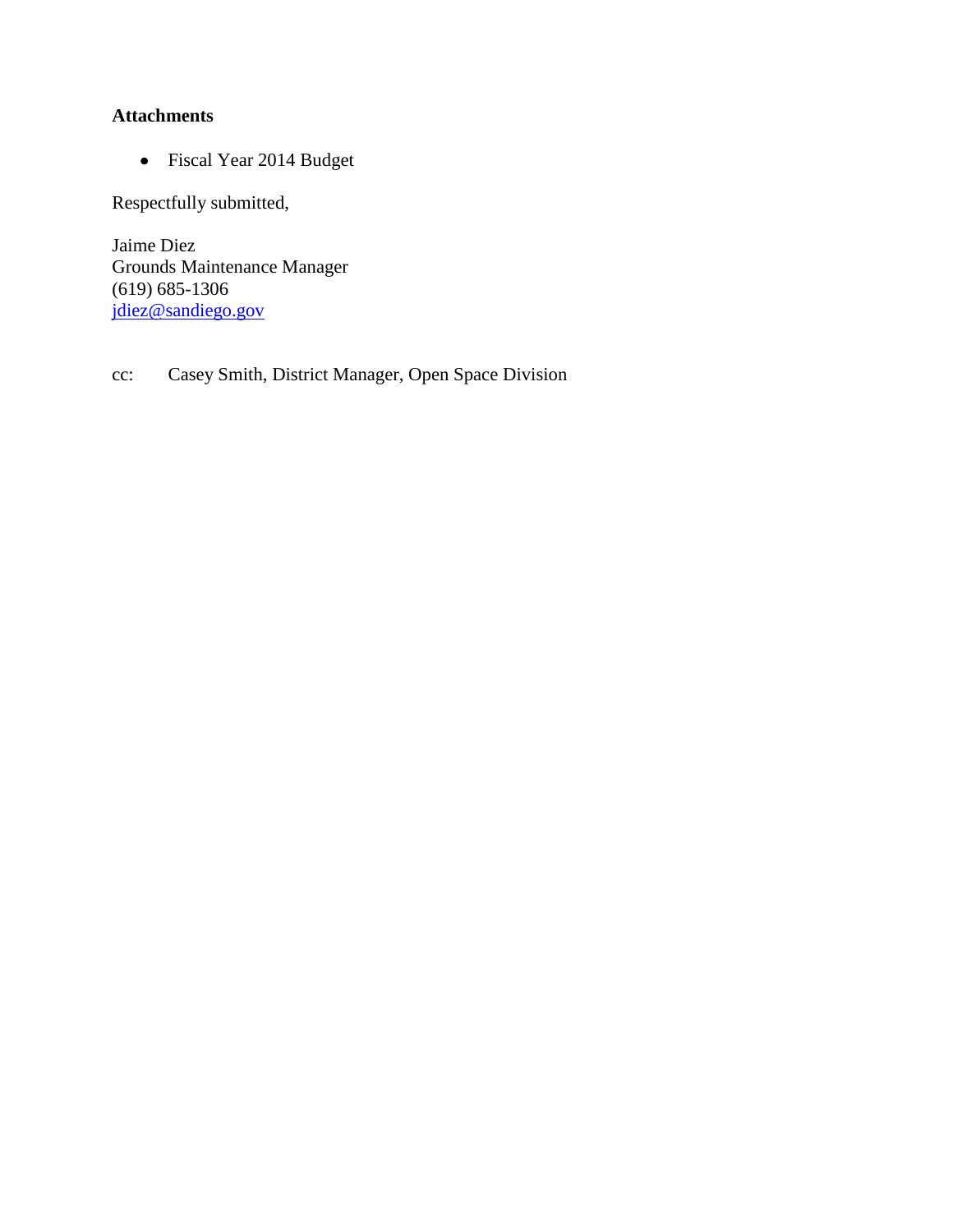**Attachments**

- Fiscal Year 2014 Budget

Respectfully submitted,

Jaime Diez
Grounds Maintenance Manager
(619) 685-1306
jdiez@sandiego.gov

cc: Casey Smith, District Manager, Open Space Division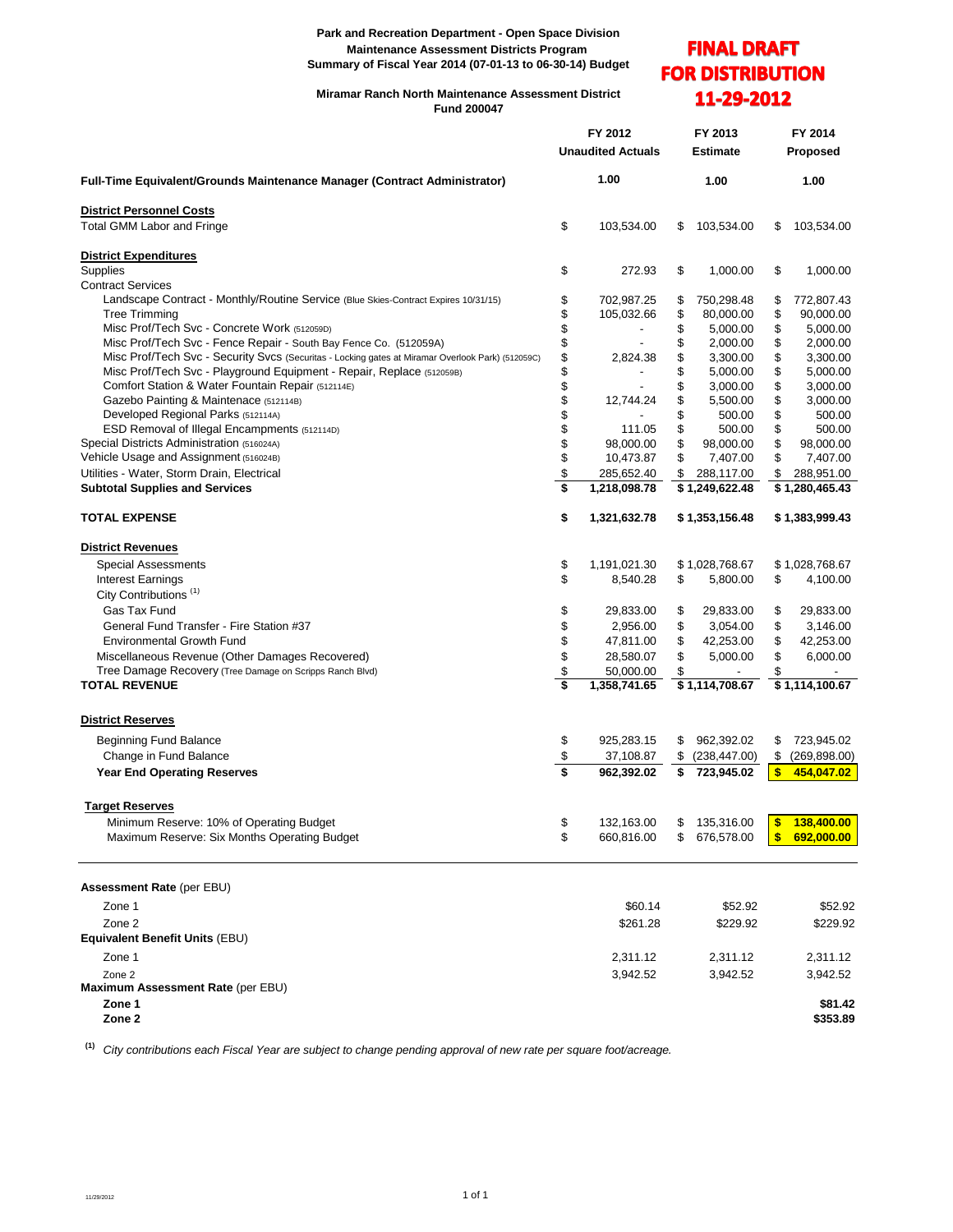**Park and Recreation Department - Open Space Division**
**Maintenance Assessment Districts Program**
**Summary of Fiscal Year 2014 (07-01-13 to 06-30-14) Budget**

**FINAL DRAFT FOR DISTRIBUTION 11-29-2012**

**Miramar Ranch North Maintenance Assessment District**
**Fund 200047**

| | FY 2012 Unaudited Actuals | FY 2013 Estimate | FY 2014 Proposed |
|---|---|---|---|
| **Full-Time Equivalent/Grounds Maintenance Manager (Contract Administrator)** | 1.00 | 1.00 | 1.00 |
| **District Personnel Costs** | | | |
| Total GMM Labor and Fringe | $ 103,534.00 | $ 103,534.00 | $ 103,534.00 |
| **District Expenditures** | | | |
| Supplies | $ 272.93 | $ 1,000.00 | $ 1,000.00 |
| Contract Services | | | |
| Landscape Contract - Monthly/Routine Service (Blue Skies-Contract Expires 10/31/15) | $ 702,987.25 | $ 750,298.48 | $ 772,807.43 |
| Tree Trimming | $ 105,032.66 | $ 80,000.00 | $ 90,000.00 |
| Misc Prof/Tech Svc - Concrete Work (512059D) | $ - | $ 5,000.00 | $ 5,000.00 |
| Misc Prof/Tech Svc - Fence Repair - South Bay Fence Co. (512059A) | $ - | $ 2,000.00 | $ 2,000.00 |
| Misc Prof/Tech Svc - Security Svcs (Securitas - Locking gates at Miramar Overlook Park) (512059C) | $ 2,824.38 | $ 3,300.00 | $ 3,300.00 |
| Misc Prof/Tech Svc - Playground Equipment - Repair, Replace (512059B) | $ - | $ 5,000.00 | $ 5,000.00 |
| Comfort Station & Water Fountain Repair (512114E) | $ - | $ 3,000.00 | $ 3,000.00 |
| Gazebo Painting & Maintenace (512114B) | $ 12,744.24 | $ 5,500.00 | $ 3,000.00 |
| Developed Regional Parks (512114A) | $ - | $ 500.00 | $ 500.00 |
| ESD Removal of Illegal Encampments (512114D) | $ 111.05 | $ 500.00 | $ 500.00 |
| Special Districts Administration (516024A) | $ 98,000.00 | $ 98,000.00 | $ 98,000.00 |
| Vehicle Usage and Assignment (516024B) | $ 10,473.87 | $ 7,407.00 | $ 7,407.00 |
| Utilities - Water, Storm Drain, Electrical | $ 285,652.40 | $ 288,117.00 | $ 288,951.00 |
| **Subtotal Supplies and Services** | **$ 1,218,098.78** | **$ 1,249,622.48** | **$ 1,280,465.43** |
| **TOTAL EXPENSE** | **$ 1,321,632.78** | **$ 1,353,156.48** | **$ 1,383,999.43** |
| **District Revenues** | | | |
| Special Assessments | $ 1,191,021.30 | $ 1,028,768.67 | $ 1,028,768.67 |
| Interest Earnings | $ 8,540.28 | $ 5,800.00 | $ 4,100.00 |
| City Contributions [1] | | | |
| Gas Tax Fund | $ 29,833.00 | $ 29,833.00 | $ 29,833.00 |
| General Fund Transfer - Fire Station #37 | $ 2,956.00 | $ 3,054.00 | $ 3,146.00 |
| Environmental Growth Fund | $ 47,811.00 | $ 42,253.00 | $ 42,253.00 |
| Miscellaneous Revenue (Other Damages Recovered) | $ 28,580.07 | $ 5,000.00 | $ 6,000.00 |
| Tree Damage Recovery (Tree Damage on Scripps Ranch Blvd) | $ 50,000.00 | $ - | $ - |
| **TOTAL REVENUE** | **$ 1,358,741.65** | **$ 1,114,708.67** | **$ 1,114,100.67** |
| **District Reserves** | | | |
| Beginning Fund Balance | $ 925,283.15 | $ 962,392.02 | $ 723,945.02 |
| Change in Fund Balance | $ 37,108.87 | $ (238,447.00) | $ (269,898.00) |
| **Year End Operating Reserves** | **$ 962,392.02** | **$ 723,945.02** | **$ 454,047.02** |
| **Target Reserves** | | | |
| Minimum Reserve: 10% of Operating Budget | $ 132,163.00 | $ 135,316.00 | **$ 138,400.00** |
| Maximum Reserve: Six Months Operating Budget | $ 660,816.00 | $ 676,578.00 | **$ 692,000.00** |

| | FY 2012 | FY 2013 | FY 2014 |
|---|---|---|---|
| **Assessment Rate** (per EBU) | | | |
| Zone 1 | $60.14 | $52.92 | $52.92 |
| Zone 2 | $261.28 | $229.92 | $229.92 |
| **Equivalent Benefit Units** (EBU) | | | |
| Zone 1 | 2,311.12 | 2,311.12 | 2,311.12 |
| Zone 2 | 3,942.52 | 3,942.52 | 3,942.52 |
| **Maximum Assessment Rate** (per EBU) | | | |
| **Zone 1** | | | **$81.42** |
| **Zone 2** | | | **$353.89** |

[1] *City contributions each Fiscal Year are subject to change pending approval of new rate per square foot/acreage.*